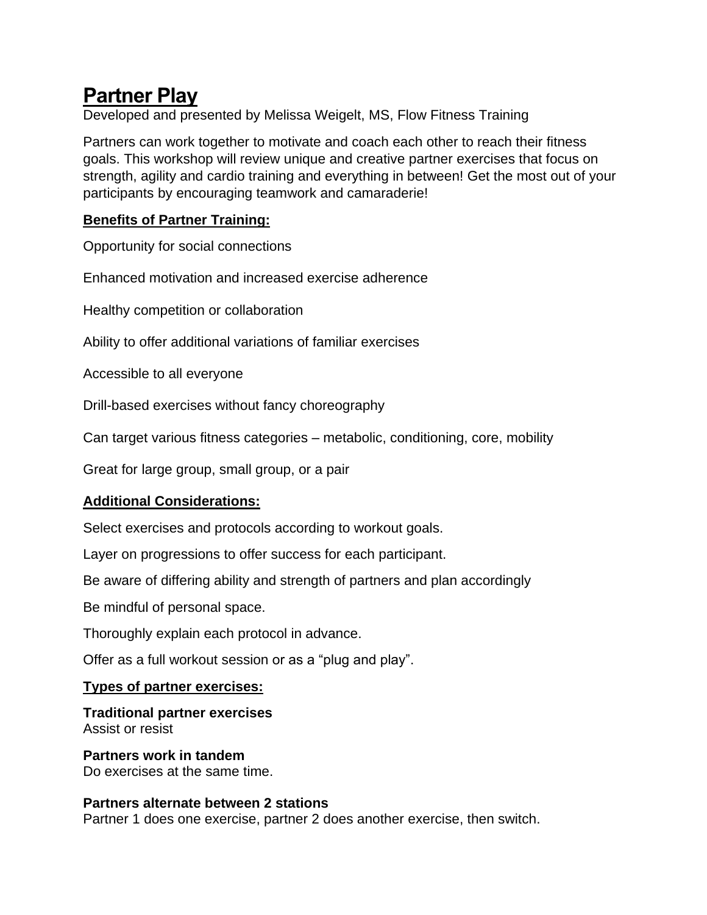# Partner Play

Developed and presented by Melissa Weigelt, MS, Flow Fitness Training

Partners can work together to motivate and coach each other to reach their fitness goals. This workshop will review unique and creative partner exercises that focus on strength, agility and cardio training and everything in between! Get the most out of your participants by encouraging teamwork and camaraderie!

**Benefits of Partner Training:**

Opportunity for social connections

Enhanced motivation and increased exercise adherence

Healthy competition or collaboration

Ability to offer additional variations of familiar exercises

Accessible to all everyone

Drill-based exercises without fancy choreography

Can target various fitness categories – metabolic, conditioning, core, mobility

Great for large group, small group, or a pair

**Additional Considerations:**

Select exercises and protocols according to workout goals.

Layer on progressions to offer success for each participant.

Be aware of differing ability and strength of partners and plan accordingly

Be mindful of personal space.

Thoroughly explain each protocol in advance.

Offer as a full workout session or as a "plug and play".

**Types of partner exercises:**

**Traditional partner exercises**
Assist or resist

**Partners work in tandem**
Do exercises at the same time.

**Partners alternate between 2 stations**
Partner 1 does one exercise, partner 2 does another exercise, then switch.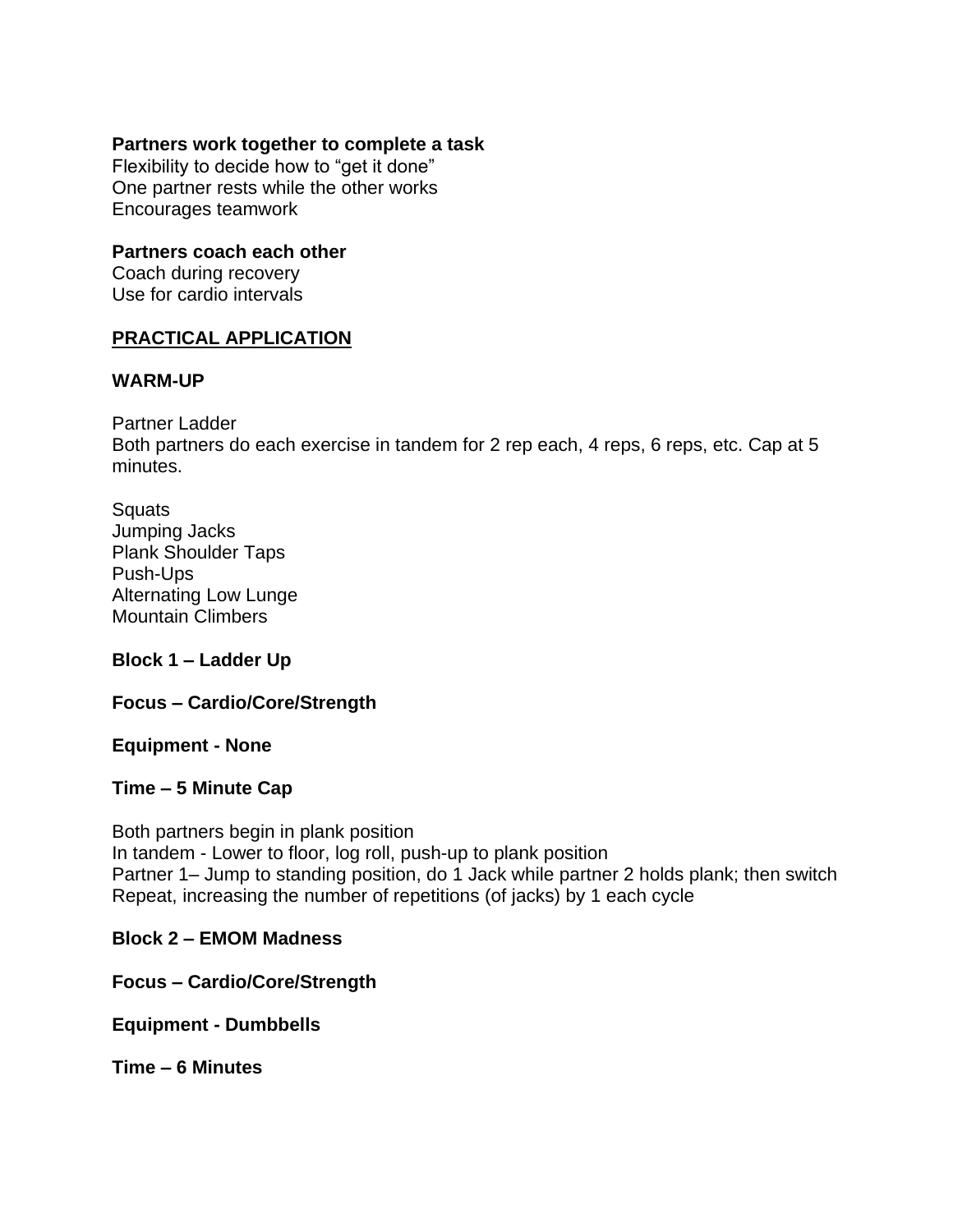**Partners work together to complete a task**
Flexibility to decide how to "get it done"
One partner rests while the other works
Encourages teamwork

**Partners coach each other**
Coach during recovery
Use for cardio intervals

**<u>PRACTICAL APPLICATION</u>**

**WARM-UP**

Partner Ladder
Both partners do each exercise in tandem for 2 rep each, 4 reps, 6 reps, etc. Cap at 5 minutes.

Squats
Jumping Jacks
Plank Shoulder Taps
Push-Ups
Alternating Low Lunge
Mountain Climbers

**Block 1 – Ladder Up**

**Focus – Cardio/Core/Strength**

**Equipment - None**

**Time – 5 Minute Cap**

Both partners begin in plank position
In tandem - Lower to floor, log roll, push-up to plank position
Partner 1– Jump to standing position, do 1 Jack while partner 2 holds plank; then switch
Repeat, increasing the number of repetitions (of jacks) by 1 each cycle

**Block 2 – EMOM Madness**

**Focus – Cardio/Core/Strength**

**Equipment - Dumbbells**

**Time – 6 Minutes**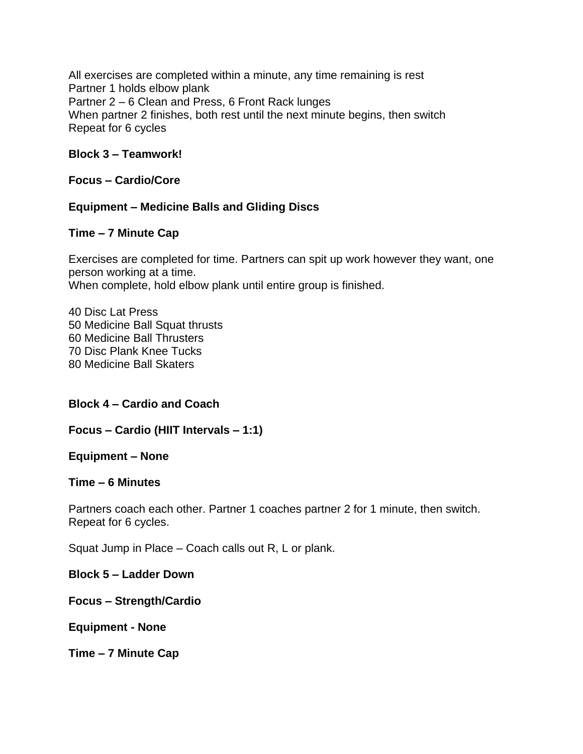All exercises are completed within a minute, any time remaining is rest
Partner 1 holds elbow plank
Partner 2 – 6 Clean and Press, 6 Front Rack lunges
When partner 2 finishes, both rest until the next minute begins, then switch
Repeat for 6 cycles

**Block 3 – Teamwork!**

**Focus – Cardio/Core**

**Equipment – Medicine Balls and Gliding Discs**

**Time – 7 Minute Cap**

Exercises are completed for time. Partners can spit up work however they want, one person working at a time.
When complete, hold elbow plank until entire group is finished.

40 Disc Lat Press
50 Medicine Ball Squat thrusts
60 Medicine Ball Thrusters
70 Disc Plank Knee Tucks
80 Medicine Ball Skaters

**Block 4 – Cardio and Coach**

**Focus – Cardio (HIIT Intervals – 1:1)**

**Equipment – None**

**Time – 6 Minutes**

Partners coach each other. Partner 1 coaches partner 2 for 1 minute, then switch.
Repeat for 6 cycles.

Squat Jump in Place – Coach calls out R, L or plank.

**Block 5 – Ladder Down**

**Focus – Strength/Cardio**

**Equipment - None**

**Time – 7 Minute Cap**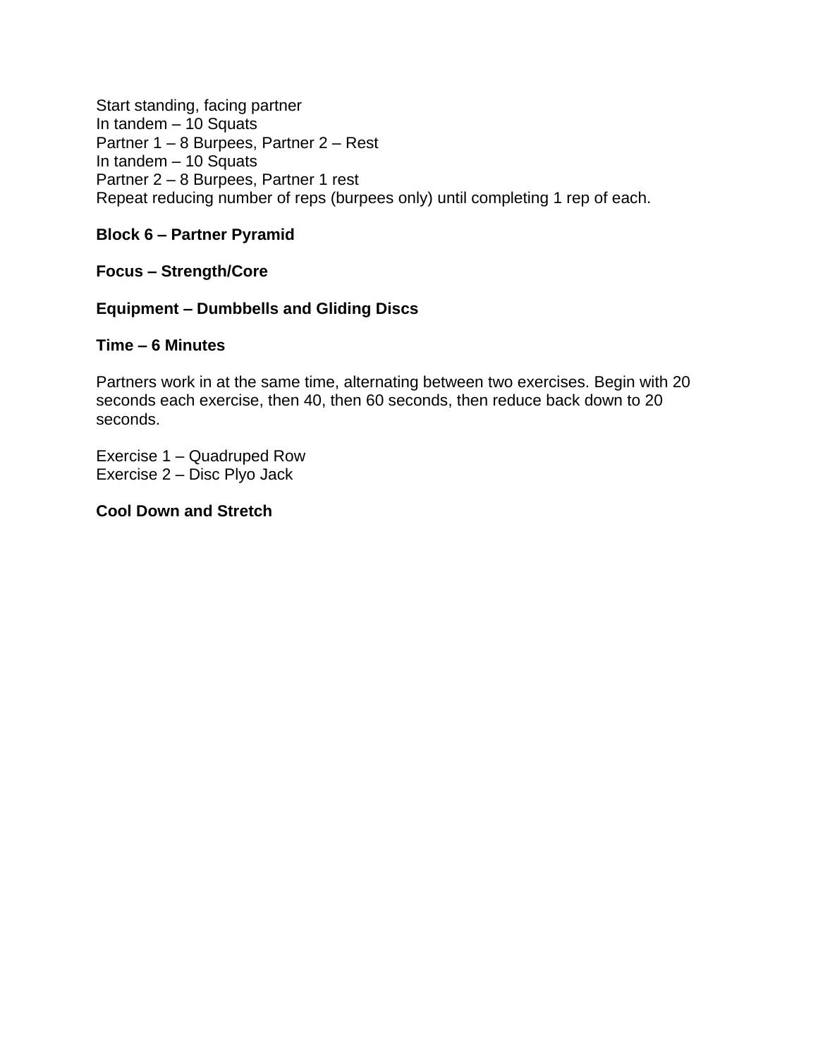Start standing, facing partner
In tandem – 10 Squats
Partner 1 – 8 Burpees, Partner 2 – Rest
In tandem – 10 Squats
Partner 2 – 8 Burpees, Partner 1 rest
Repeat reducing number of reps (burpees only) until completing 1 rep of each.

**Block 6 – Partner Pyramid**

**Focus – Strength/Core**

**Equipment – Dumbbells and Gliding Discs**

**Time – 6 Minutes**

Partners work in at the same time, alternating between two exercises. Begin with 20 seconds each exercise, then 40, then 60 seconds, then reduce back down to 20 seconds.

Exercise 1 – Quadruped Row
Exercise 2 – Disc Plyo Jack

**Cool Down and Stretch**